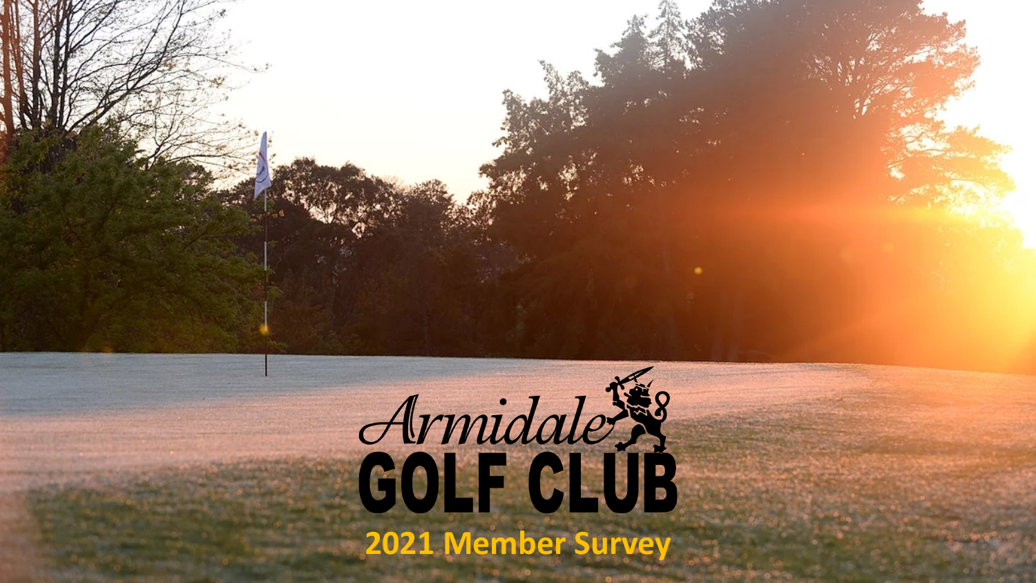# Armidale GOLF CLUB

## 2021 Member Survey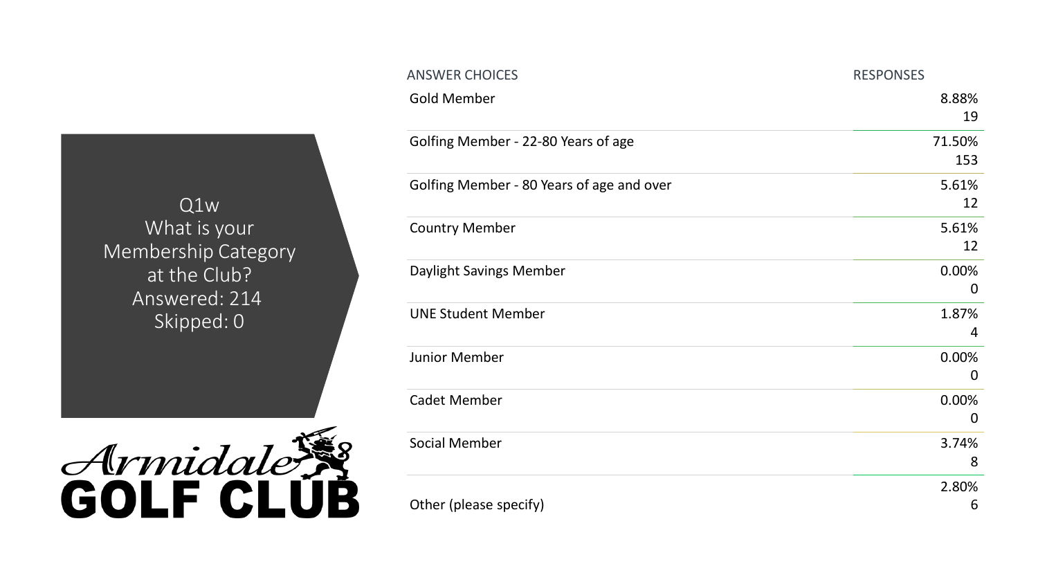## Q1w What is your Membership Category at the Club?

Answered: 214 Skipped: 0

| ANSWER CHOICES | RESPONSES | |
|---|---|---|
| Gold Member | 8.88% | 19 |
| Golfing Member - 22-80 Years of age | 71.50% | 153 |
| Golfing Member - 80 Years of age and over | 5.61% | 12 |
| Country Member | 5.61% | 12 |
| Daylight Savings Member | 0.00% | 0 |
| UNE Student Member | 1.87% | 4 |
| Junior Member | 0.00% | 0 |
| Cadet Member | 0.00% | 0 |
| Social Member | 3.74% | 8 |
| Other (please specify) | 2.80% | 6 |

Armidale GOLF CLUB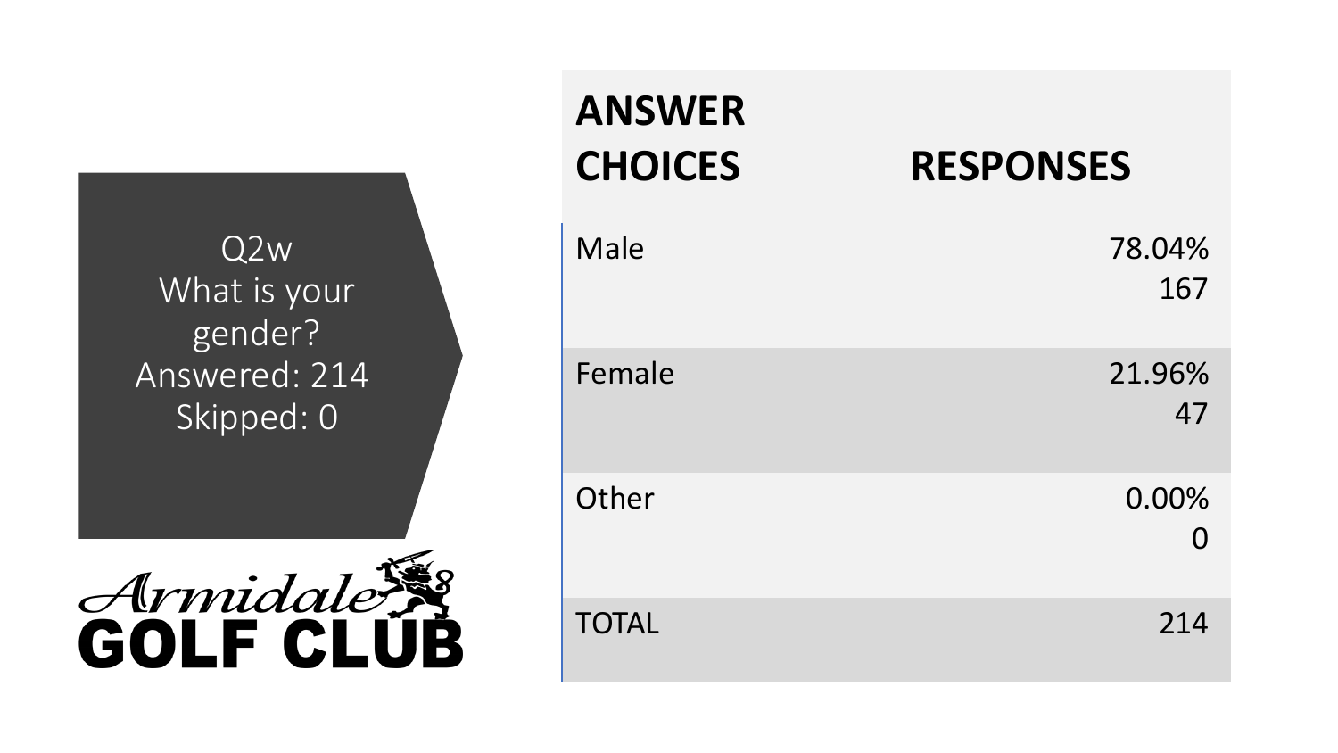Q2w
What is your gender?
Answered: 214
Skipped: 0

Armidale GOLF CLUB

| ANSWER CHOICES | RESPONSES | |
| --- | --- | --- |
| Male | 78.04% | 167 |
| Female | 21.96% | 47 |
| Other | 0.00% | 0 |
| TOTAL | | 214 |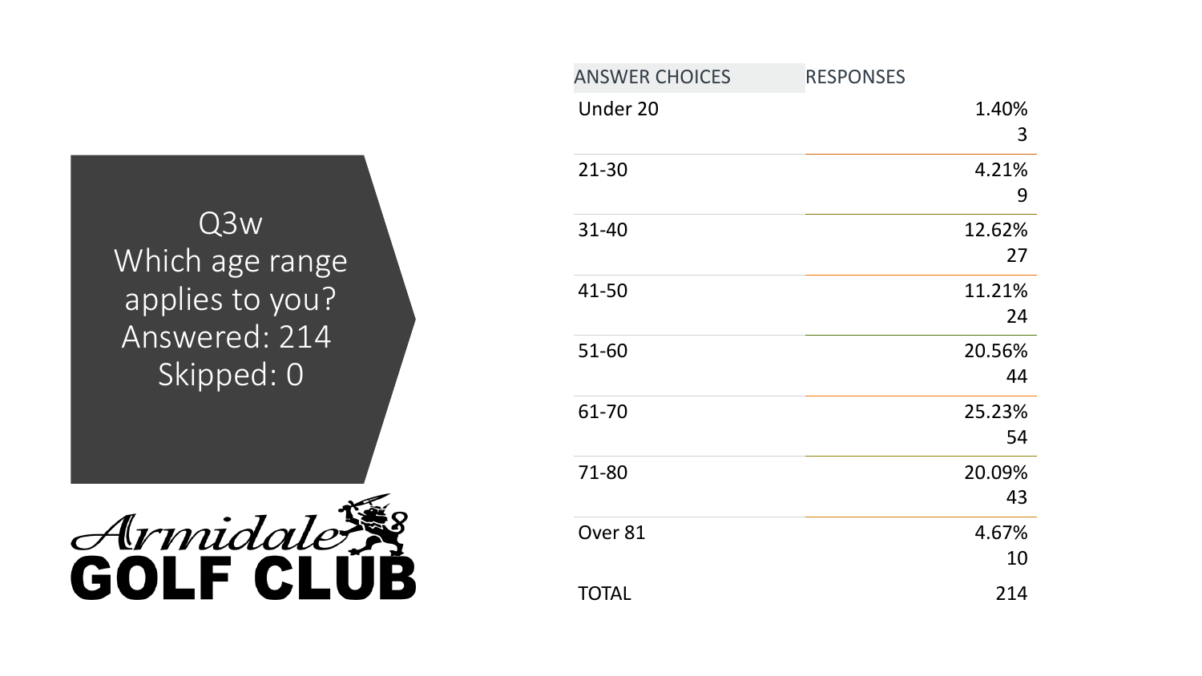## Q3w
## Which age range applies to you?
Answered: 214
Skipped: 0

Armidale GOLF CLUB

| ANSWER CHOICES | RESPONSES | |
|---|---|---|
| Under 20 | 1.40% | 3 |
| 21-30 | 4.21% | 9 |
| 31-40 | 12.62% | 27 |
| 41-50 | 11.21% | 24 |
| 51-60 | 20.56% | 44 |
| 61-70 | 25.23% | 54 |
| 71-80 | 20.09% | 43 |
| Over 81 | 4.67% | 10 |
| TOTAL | | 214 |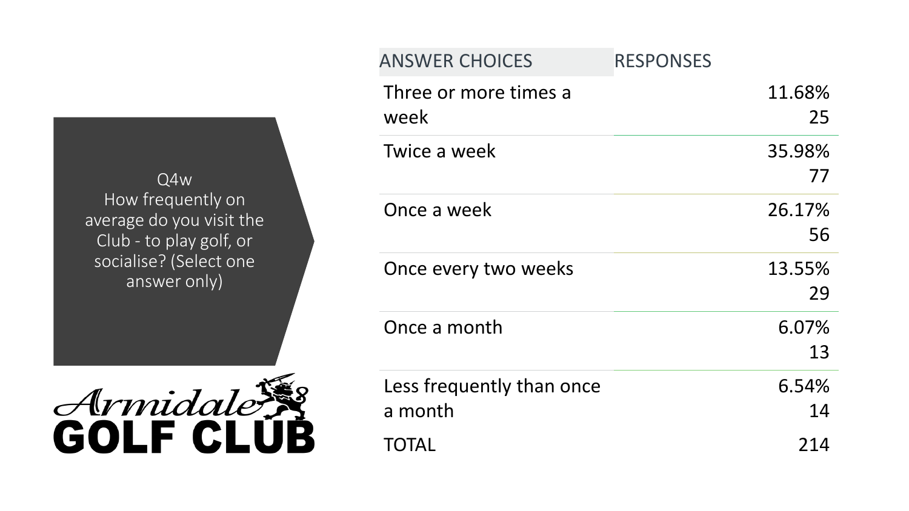Q4w
How frequently on average do you visit the Club - to play golf, or socialise? (Select one answer only)

| ANSWER CHOICES | RESPONSES | |
|---|---|---|
| Three or more times a week | 11.68% | 25 |
| Twice a week | 35.98% | 77 |
| Once a week | 26.17% | 56 |
| Once every two weeks | 13.55% | 29 |
| Once a month | 6.07% | 13 |
| Less frequently than once a month | 6.54% | 14 |
| TOTAL | | 214 |

Armidale GOLF CLUB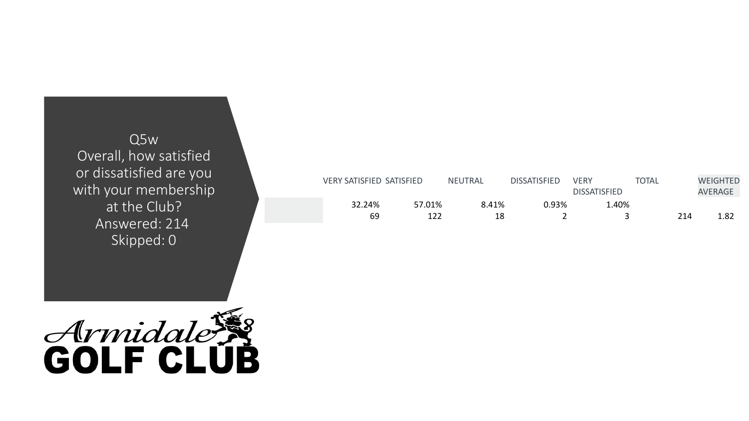Q5w
Overall, how satisfied or dissatisfied are you with your membership at the Club?
Answered: 214
Skipped: 0

| | VERY SATISFIED | SATISFIED | NEUTRAL | DISSATISFIED | VERY DISSATISFIED | TOTAL | WEIGHTED AVERAGE |
|---|---|---|---|---|---|---|---|
| | 32.24% | 57.01% | 8.41% | 0.93% | 1.40% | | |
| | 69 | 122 | 18 | 2 | 3 | 214 | 1.82 |

Armidale GOLF CLUB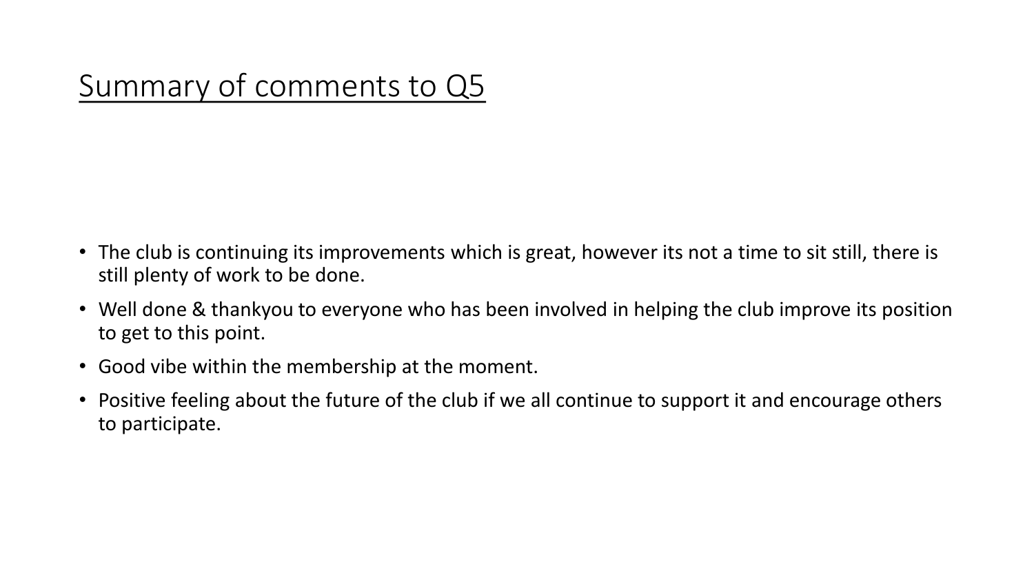# Summary of comments to Q5

- The club is continuing its improvements which is great, however its not a time to sit still, there is still plenty of work to be done.
- Well done & thankyou to everyone who has been involved in helping the club improve its position to get to this point.
- Good vibe within the membership at the moment.
- Positive feeling about the future of the club if we all continue to support it and encourage others to participate.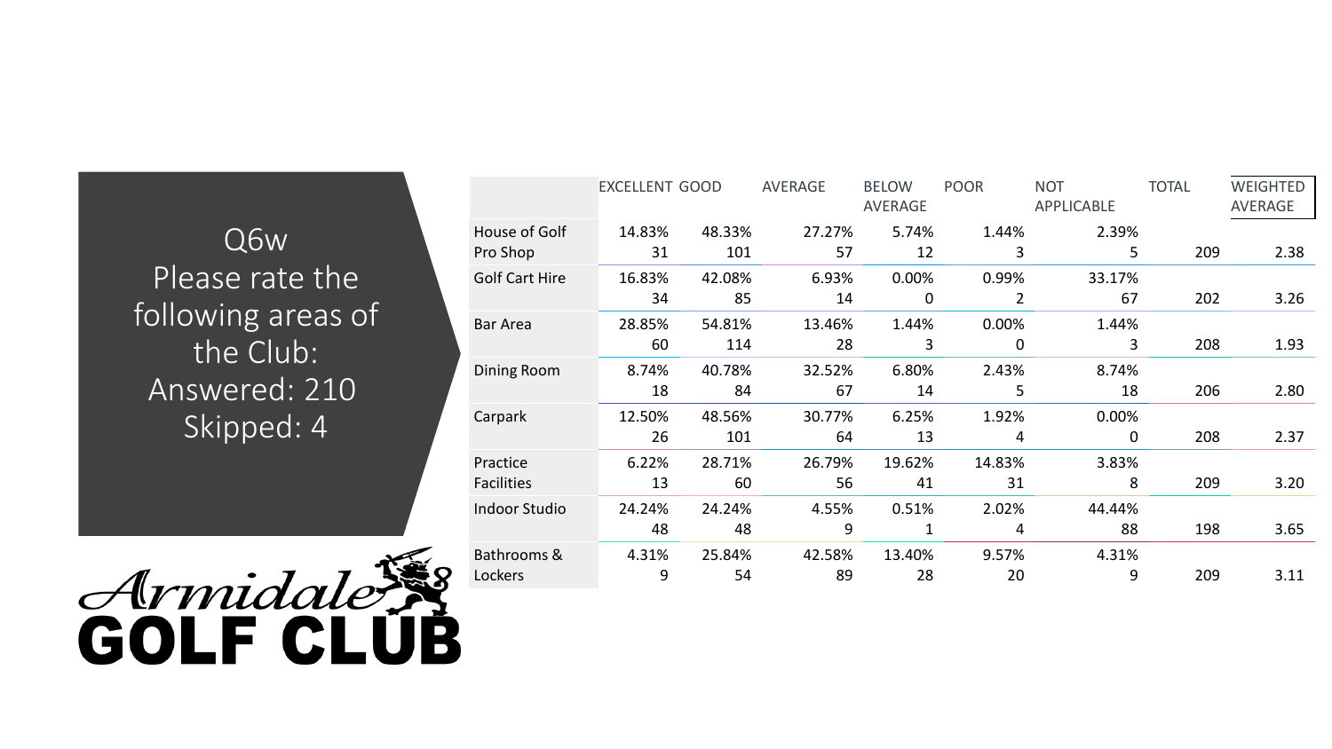## Q6w Please rate the following areas of the Club: Answered: 210 Skipped: 4

|  | EXCELLENT | GOOD | AVERAGE | BELOW AVERAGE | POOR | NOT APPLICABLE | TOTAL | WEIGHTED AVERAGE |
|---|---|---|---|---|---|---|---|---|
| House of Golf Pro Shop | 14.83% 31 | 48.33% 101 | 27.27% 57 | 5.74% 12 | 1.44% 3 | 2.39% 5 | 209 | 2.38 |
| Golf Cart Hire | 16.83% 34 | 42.08% 85 | 6.93% 14 | 0.00% 0 | 0.99% 2 | 33.17% 67 | 202 | 3.26 |
| Bar Area | 28.85% 60 | 54.81% 114 | 13.46% 28 | 1.44% 3 | 0.00% 0 | 1.44% 3 | 208 | 1.93 |
| Dining Room | 8.74% 18 | 40.78% 84 | 32.52% 67 | 6.80% 14 | 2.43% 5 | 8.74% 18 | 206 | 2.80 |
| Carpark | 12.50% 26 | 48.56% 101 | 30.77% 64 | 6.25% 13 | 1.92% 4 | 0.00% 0 | 208 | 2.37 |
| Practice Facilities | 6.22% 13 | 28.71% 60 | 26.79% 56 | 19.62% 41 | 14.83% 31 | 3.83% 8 | 209 | 3.20 |
| Indoor Studio | 24.24% 48 | 24.24% 48 | 4.55% 9 | 0.51% 1 | 2.02% 4 | 44.44% 88 | 198 | 3.65 |
| Bathrooms & Lockers | 4.31% 9 | 25.84% 54 | 42.58% 89 | 13.40% 28 | 9.57% 20 | 4.31% 9 | 209 | 3.11 |

Armidale GOLF CLUB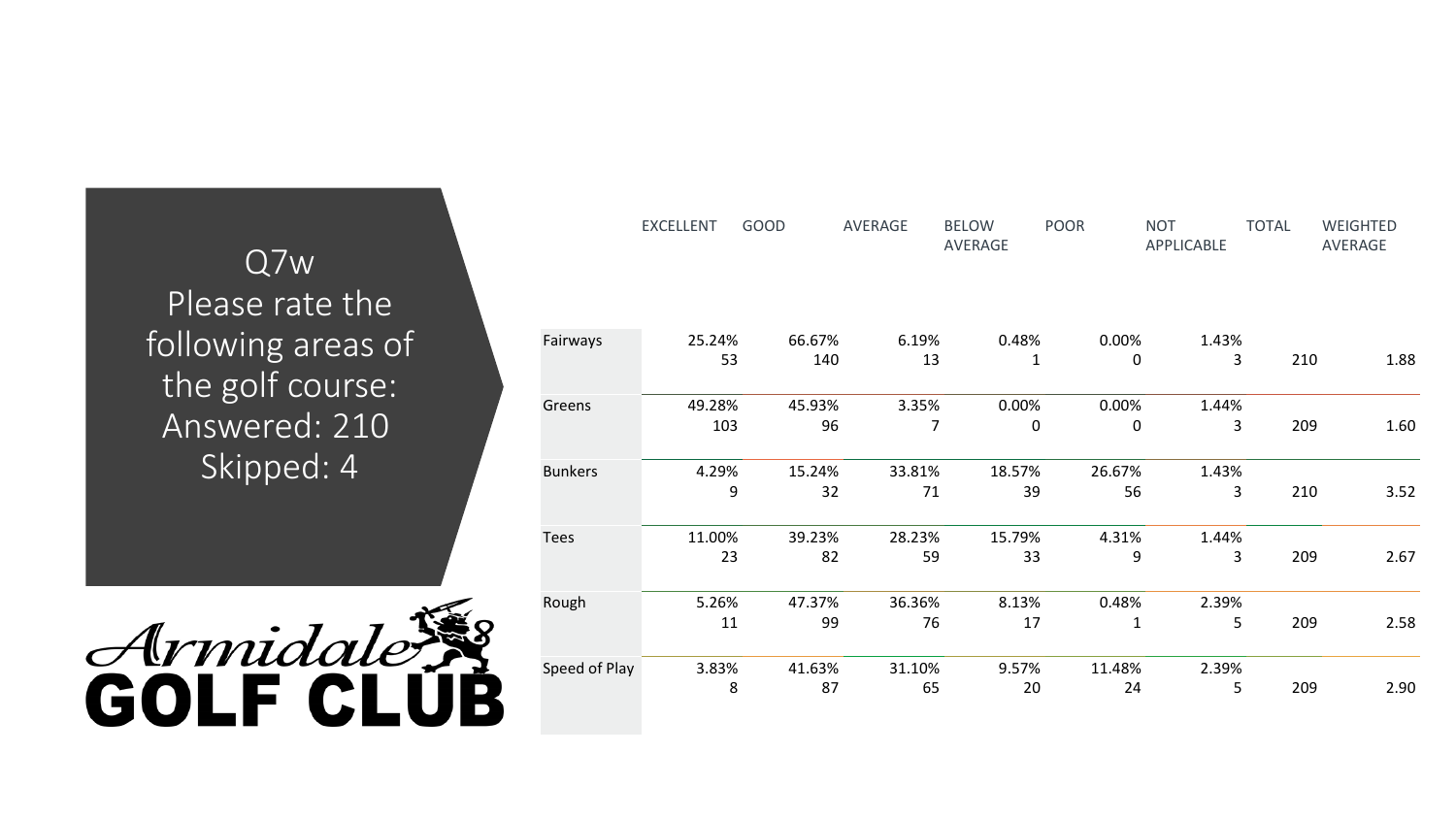## Q7w Please rate the following areas of the golf course:

Answered: 210

Skipped: 4

Armidale GOLF CLUB

| | EXCELLENT | GOOD | AVERAGE | BELOW AVERAGE | POOR | NOT APPLICABLE | TOTAL | WEIGHTED AVERAGE |
|---|---|---|---|---|---|---|---|---|
| Fairways | 25.24% 53 | 66.67% 140 | 6.19% 13 | 0.48% 1 | 0.00% 0 | 1.43% 3 | 210 | 1.88 |
| Greens | 49.28% 103 | 45.93% 96 | 3.35% 7 | 0.00% 0 | 0.00% 0 | 1.44% 3 | 209 | 1.60 |
| Bunkers | 4.29% 9 | 15.24% 32 | 33.81% 71 | 18.57% 39 | 26.67% 56 | 1.43% 3 | 210 | 3.52 |
| Tees | 11.00% 23 | 39.23% 82 | 28.23% 59 | 15.79% 33 | 4.31% 9 | 1.44% 3 | 209 | 2.67 |
| Rough | 5.26% 11 | 47.37% 99 | 36.36% 76 | 8.13% 17 | 0.48% 1 | 2.39% 5 | 209 | 2.58 |
| Speed of Play | 3.83% 8 | 41.63% 87 | 31.10% 65 | 9.57% 20 | 11.48% 24 | 2.39% 5 | 209 | 2.90 |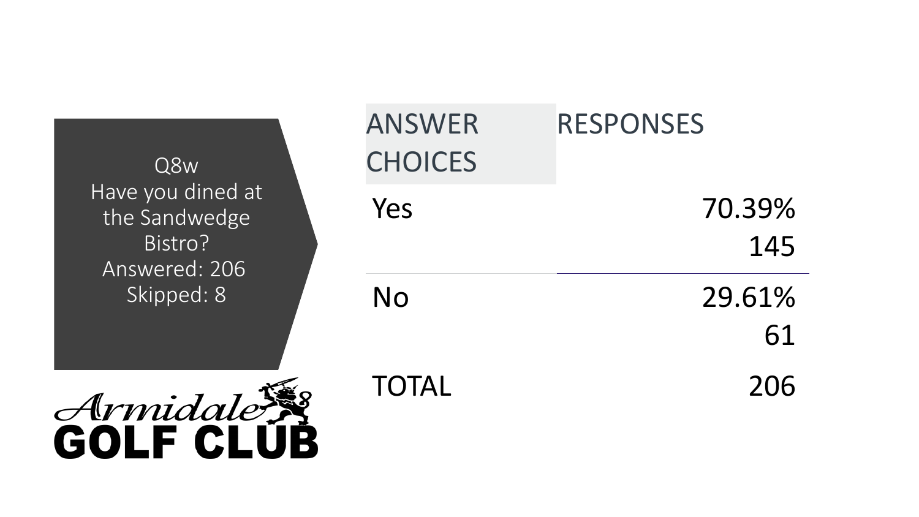Q8w
Have you dined at the Sandwedge Bistro?
Answered: 206
Skipped: 8

Armidale GOLF CLUB

| ANSWER CHOICES | RESPONSES | |
|---|---|---|
| Yes | 70.39% | 145 |
| No | 29.61% | 61 |
| TOTAL | | 206 |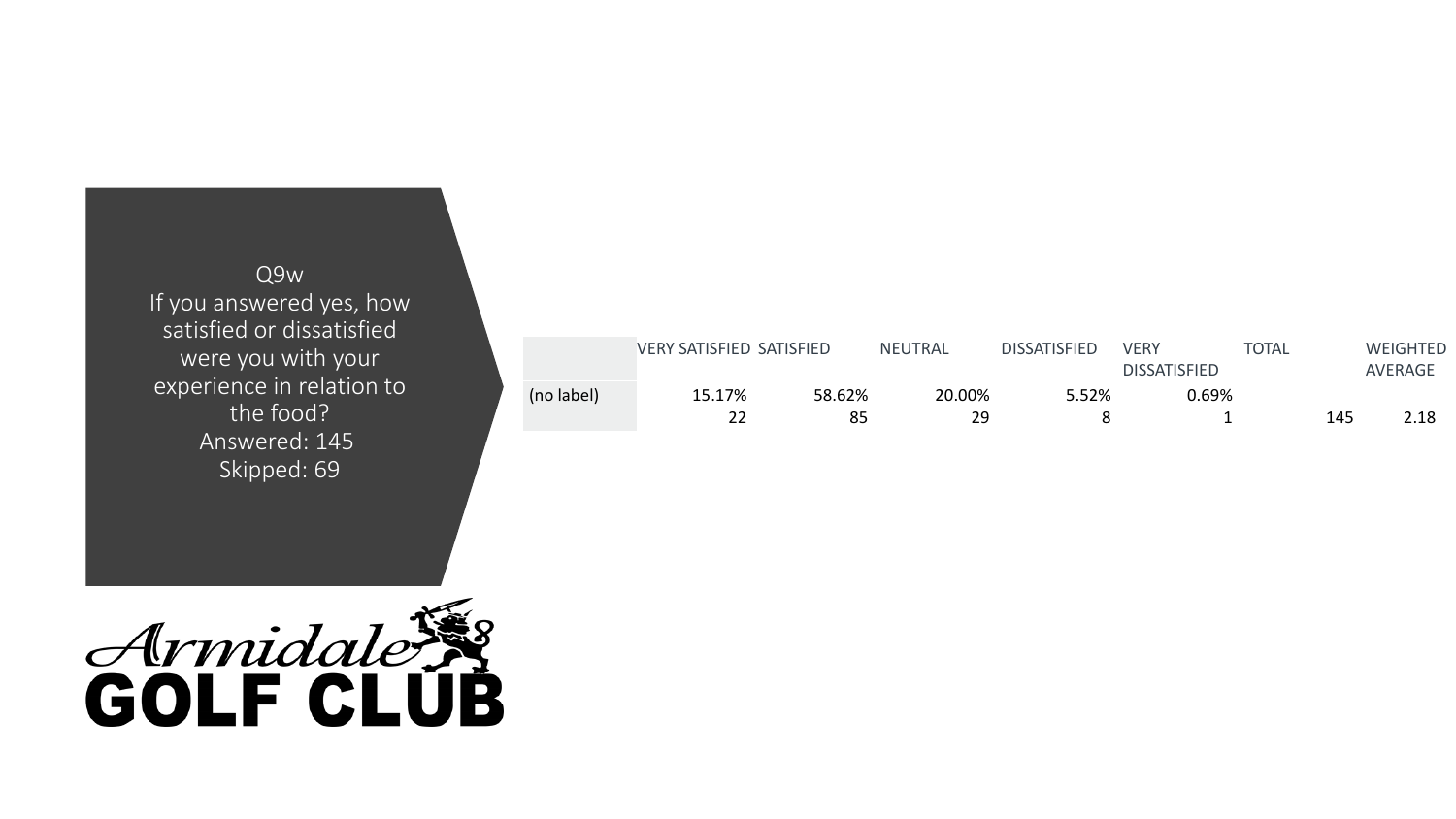Q9w

If you answered yes, how satisfied or dissatisfied were you with your experience in relation to the food?

Answered: 145

Skipped: 69

| | VERY SATISFIED | SATISFIED | NEUTRAL | DISSATISFIED | VERY DISSATISFIED | TOTAL | WEIGHTED AVERAGE |
|---|---|---|---|---|---|---|---|
| (no label) | 15.17%<br>22 | 58.62%<br>85 | 20.00%<br>29 | 5.52%<br>8 | 0.69%<br>1 | 145 | 2.18 |

Armidale GOLF CLUB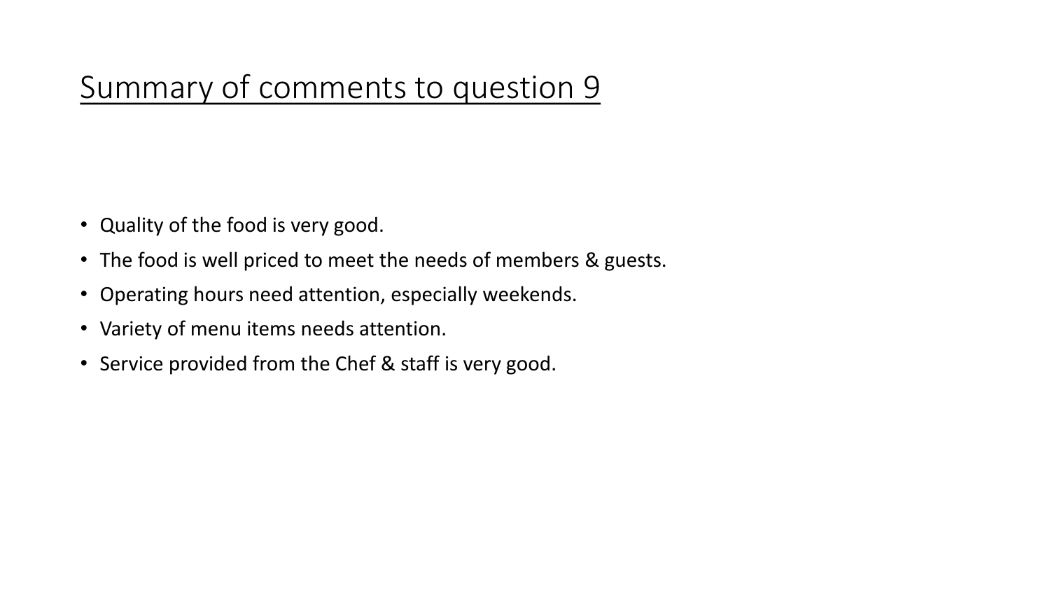## Summary of comments to question 9

- Quality of the food is very good.
- The food is well priced to meet the needs of members & guests.
- Operating hours need attention, especially weekends.
- Variety of menu items needs attention.
- Service provided from the Chef & staff is very good.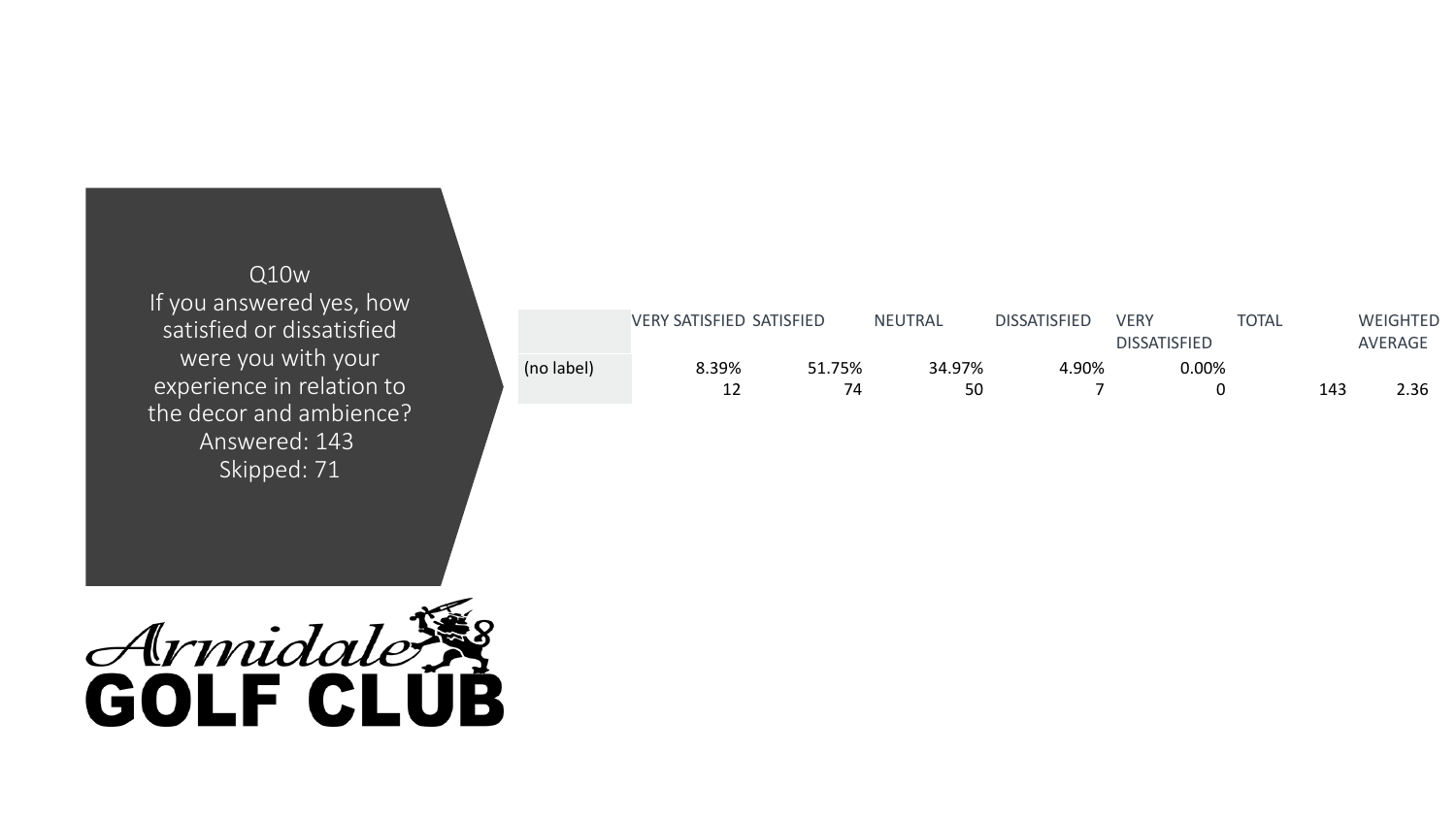Q10w
If you answered yes, how satisfied or dissatisfied were you with your experience in relation to the decor and ambience?
Answered: 143
Skipped: 71

| | VERY SATISFIED | SATISFIED | NEUTRAL | DISSATISFIED | VERY DISSATISFIED | TOTAL | WEIGHTED AVERAGE |
|---|---|---|---|---|---|---|---|
| (no label) | 8.39%<br>12 | 51.75%<br>74 | 34.97%<br>50 | 4.90%<br>7 | 0.00%<br>0 | 143 | 2.36 |

Armidale
GOLF CLUB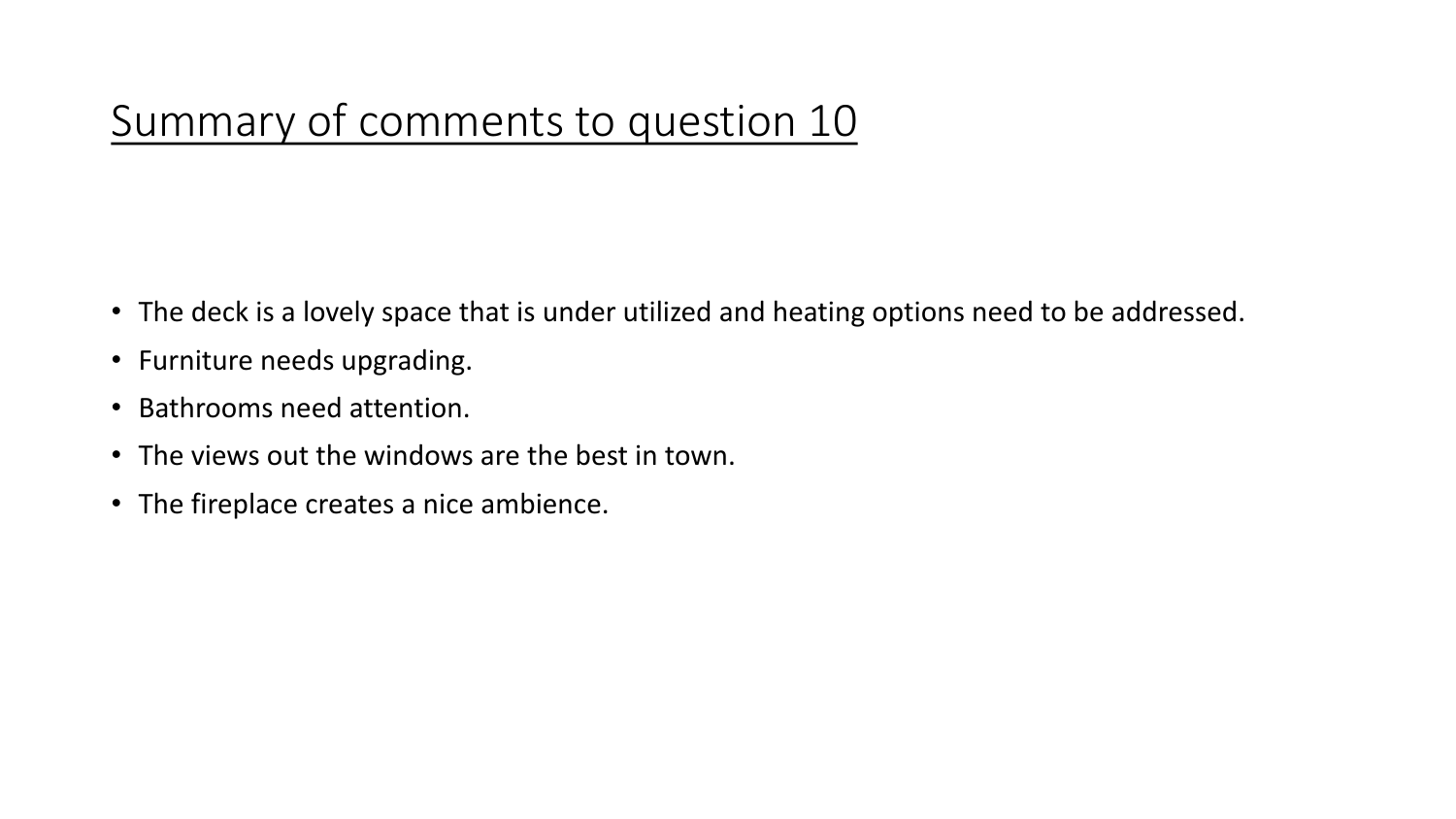# Summary of comments to question 10

- The deck is a lovely space that is under utilized and heating options need to be addressed.
- Furniture needs upgrading.
- Bathrooms need attention.
- The views out the windows are the best in town.
- The fireplace creates a nice ambience.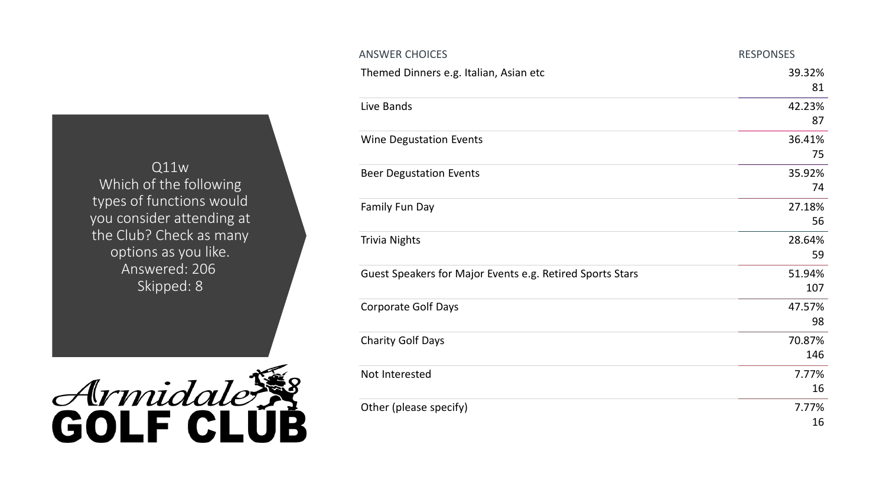Q11w
Which of the following types of functions would you consider attending at the Club? Check as many options as you like.
Answered: 206
Skipped: 8

| ANSWER CHOICES | RESPONSES | |
|---|---|---|
| Themed Dinners e.g. Italian, Asian etc | 39.32% | 81 |
| Live Bands | 42.23% | 87 |
| Wine Degustation Events | 36.41% | 75 |
| Beer Degustation Events | 35.92% | 74 |
| Family Fun Day | 27.18% | 56 |
| Trivia Nights | 28.64% | 59 |
| Guest Speakers for Major Events e.g. Retired Sports Stars | 51.94% | 107 |
| Corporate Golf Days | 47.57% | 98 |
| Charity Golf Days | 70.87% | 146 |
| Not Interested | 7.77% | 16 |
| Other (please specify) | 7.77% | 16 |

Armidale GOLF CLUB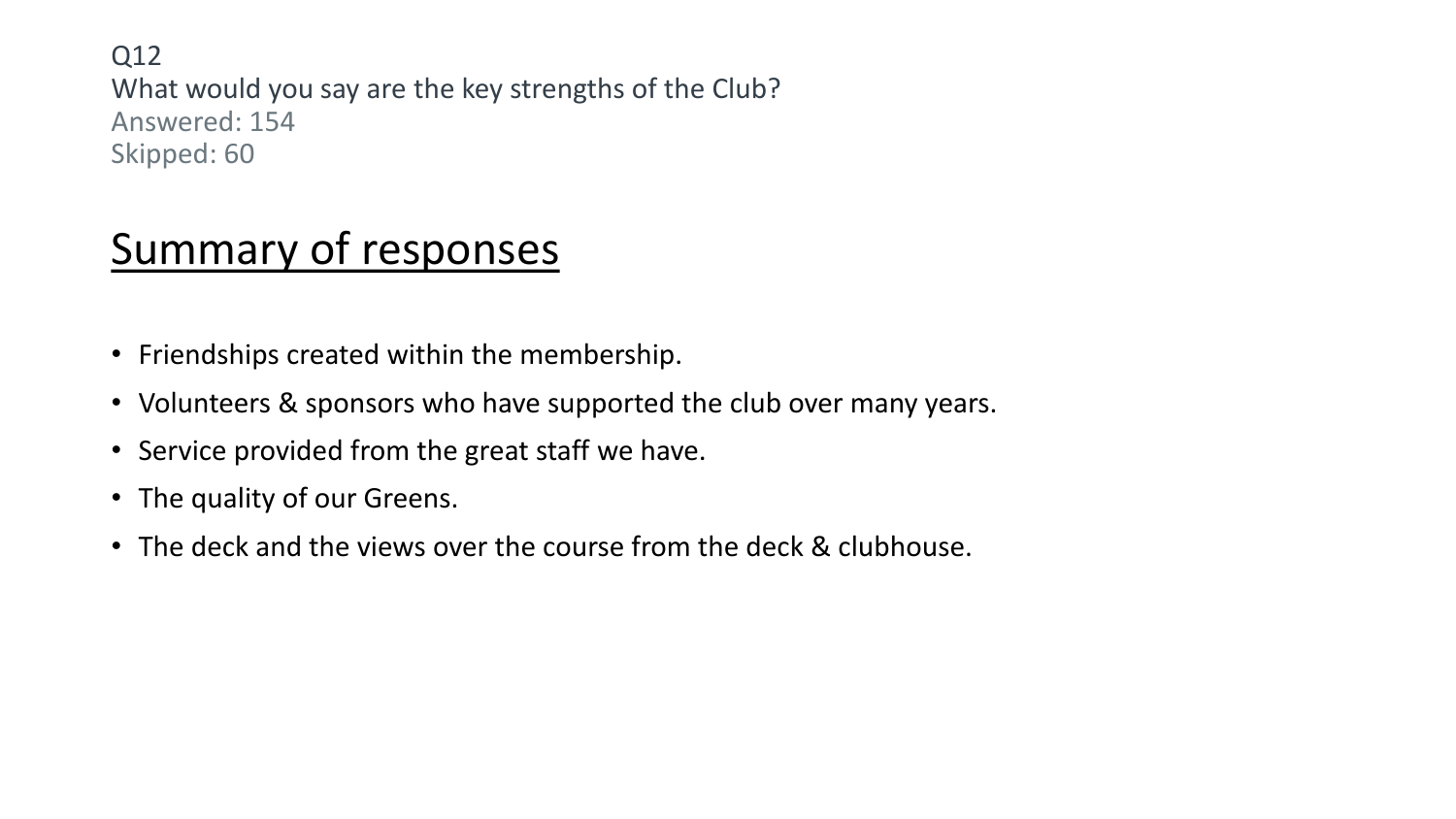Q12
What would you say are the key strengths of the Club?
Answered: 154
Skipped: 60

## Summary of responses

- Friendships created within the membership.
- Volunteers & sponsors who have supported the club over many years.
- Service provided from the great staff we have.
- The quality of our Greens.
- The deck and the views over the course from the deck & clubhouse.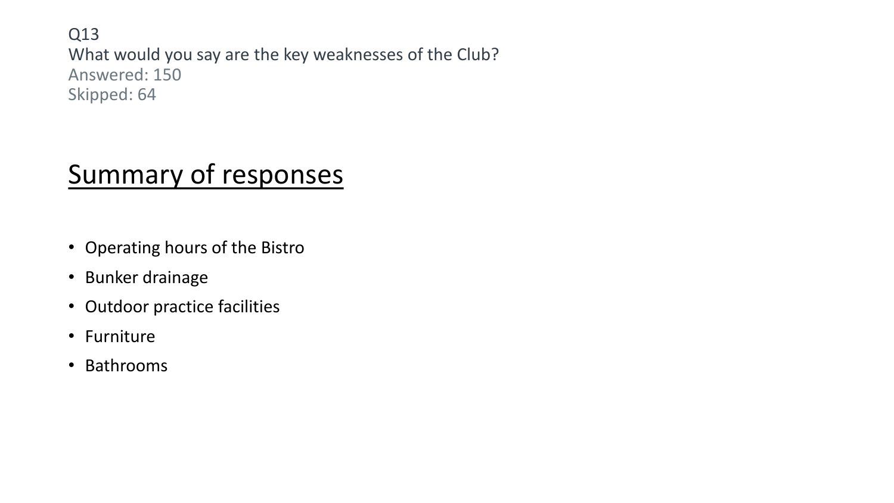Q13
What would you say are the key weaknesses of the Club?
Answered: 150
Skipped: 64

## Summary of responses

- Operating hours of the Bistro
- Bunker drainage
- Outdoor practice facilities
- Furniture
- Bathrooms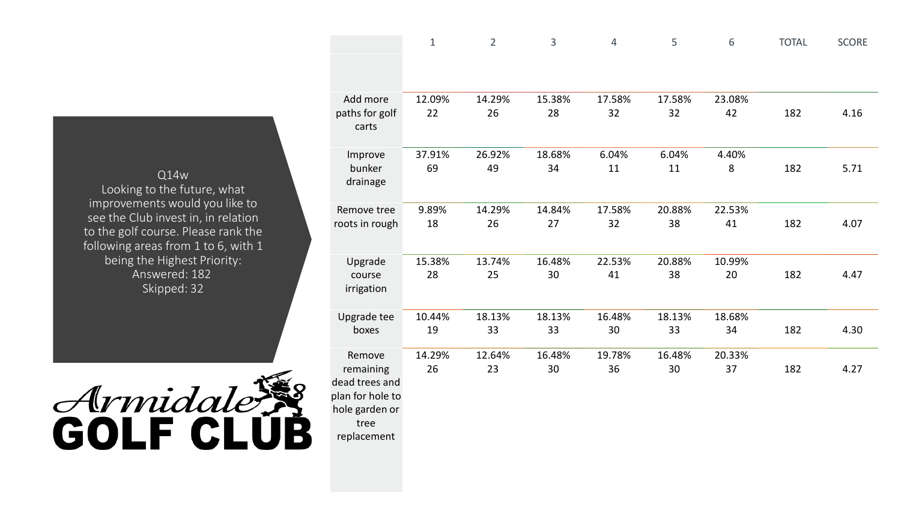Q14w
Looking to the future, what improvements would you like to see the Club invest in, in relation to the golf course. Please rank the following areas from 1 to 6, with 1 being the Highest Priority:
Answered: 182
Skipped: 32

Armidale GOLF CLUB

| | 1 | 2 | 3 | 4 | 5 | 6 | TOTAL | SCORE |
|---|---|---|---|---|---|---|---|---|
| Add more paths for golf carts | 12.09% 22 | 14.29% 26 | 15.38% 28 | 17.58% 32 | 17.58% 32 | 23.08% 42 | 182 | 4.16 |
| Improve bunker drainage | 37.91% 69 | 26.92% 49 | 18.68% 34 | 6.04% 11 | 6.04% 11 | 4.40% 8 | 182 | 5.71 |
| Remove tree roots in rough | 9.89% 18 | 14.29% 26 | 14.84% 27 | 17.58% 32 | 20.88% 38 | 22.53% 41 | 182 | 4.07 |
| Upgrade course irrigation | 15.38% 28 | 13.74% 25 | 16.48% 30 | 22.53% 41 | 20.88% 38 | 10.99% 20 | 182 | 4.47 |
| Upgrade tee boxes | 10.44% 19 | 18.13% 33 | 18.13% 33 | 16.48% 30 | 18.13% 33 | 18.68% 34 | 182 | 4.30 |
| Remove remaining dead trees and plan for hole to hole garden or tree replacement | 14.29% 26 | 12.64% 23 | 16.48% 30 | 19.78% 36 | 16.48% 30 | 20.33% 37 | 182 | 4.27 |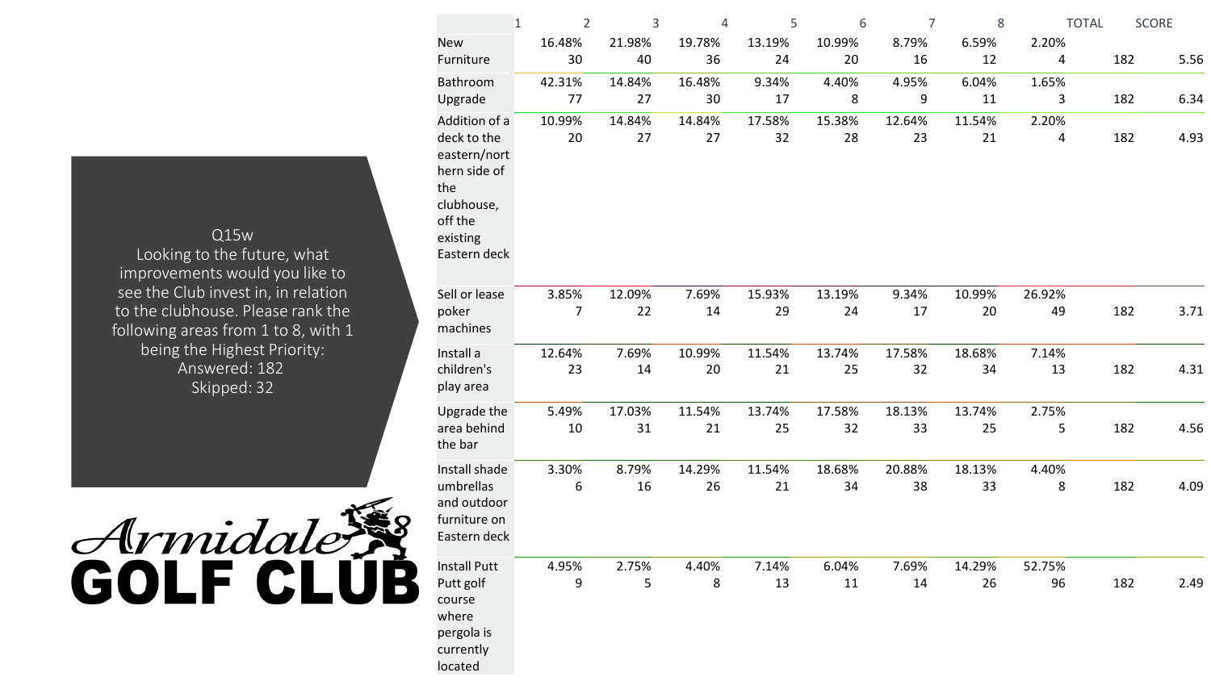Q15w
Looking to the future, what improvements would you like to see the Club invest in, in relation to the clubhouse. Please rank the following areas from 1 to 8, with 1 being the Highest Priority:
Answered: 182
Skipped: 32

| | 1 | 2 | 3 | 4 | 5 | 6 | 7 | 8 | TOTAL | SCORE |
|---|---|---|---|---|---|---|---|---|---|---|
| New Furniture | 16.48% 30 | 21.98% 40 | 19.78% 36 | 13.19% 24 | 10.99% 20 | 8.79% 16 | 6.59% 12 | 2.20% 4 | 182 | 5.56 |
| Bathroom Upgrade | 42.31% 77 | 14.84% 27 | 16.48% 30 | 9.34% 17 | 4.40% 8 | 4.95% 9 | 6.04% 11 | 1.65% 3 | 182 | 6.34 |
| Addition of a deck to the eastern/northern side of the clubhouse, off the existing Eastern deck | 10.99% 20 | 14.84% 27 | 14.84% 27 | 17.58% 32 | 15.38% 28 | 12.64% 23 | 11.54% 21 | 2.20% 4 | 182 | 4.93 |
| Sell or lease poker machines | 3.85% 7 | 12.09% 22 | 7.69% 14 | 15.93% 29 | 13.19% 24 | 9.34% 17 | 10.99% 20 | 26.92% 49 | 182 | 3.71 |
| Install a children's play area | 12.64% 23 | 7.69% 14 | 10.99% 20 | 11.54% 21 | 13.74% 25 | 17.58% 32 | 18.68% 34 | 7.14% 13 | 182 | 4.31 |
| Upgrade the area behind the bar | 5.49% 10 | 17.03% 31 | 11.54% 21 | 13.74% 25 | 17.58% 32 | 18.13% 33 | 13.74% 25 | 2.75% 5 | 182 | 4.56 |
| Install shade umbrellas and outdoor furniture on Eastern deck | 3.30% 6 | 8.79% 16 | 14.29% 26 | 11.54% 21 | 18.68% 34 | 20.88% 38 | 18.13% 33 | 4.40% 8 | 182 | 4.09 |
| Install Putt Putt golf course where pergola is currently located | 4.95% 9 | 2.75% 5 | 4.40% 8 | 7.14% 13 | 6.04% 11 | 7.69% 14 | 14.29% 26 | 52.75% 96 | 182 | 2.49 |

Armidale GOLF CLUB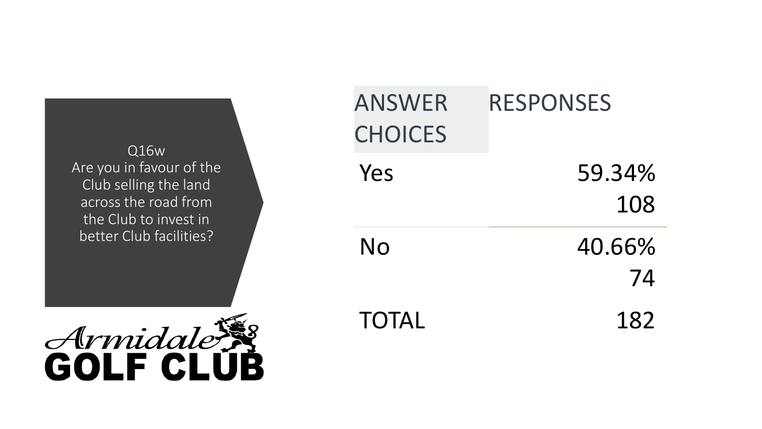Q16w
Are you in favour of the Club selling the land across the road from the Club to invest in better Club facilities?

Armidale GOLF CLUB

| ANSWER CHOICES | RESPONSES | |
|---|---|---|
| Yes | 59.34% | 108 |
| No | 40.66% | 74 |
| TOTAL | | 182 |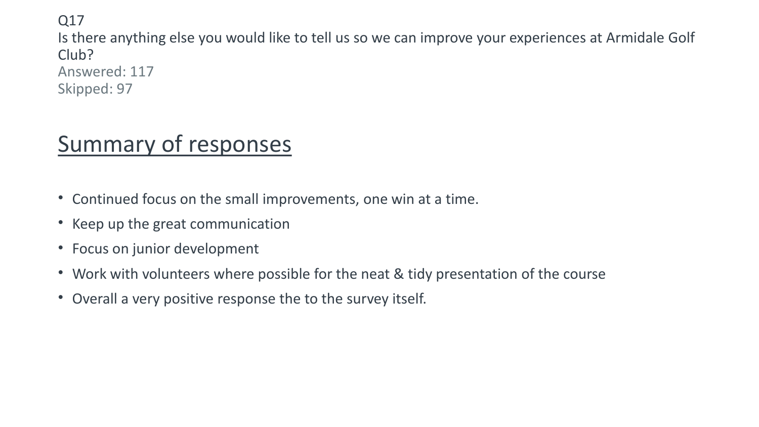Q17
Is there anything else you would like to tell us so we can improve your experiences at Armidale Golf Club?
Answered: 117
Skipped: 97

## Summary of responses

- Continued focus on the small improvements, one win at a time.
- Keep up the great communication
- Focus on junior development
- Work with volunteers where possible for the neat & tidy presentation of the course
- Overall a very positive response the to the survey itself.